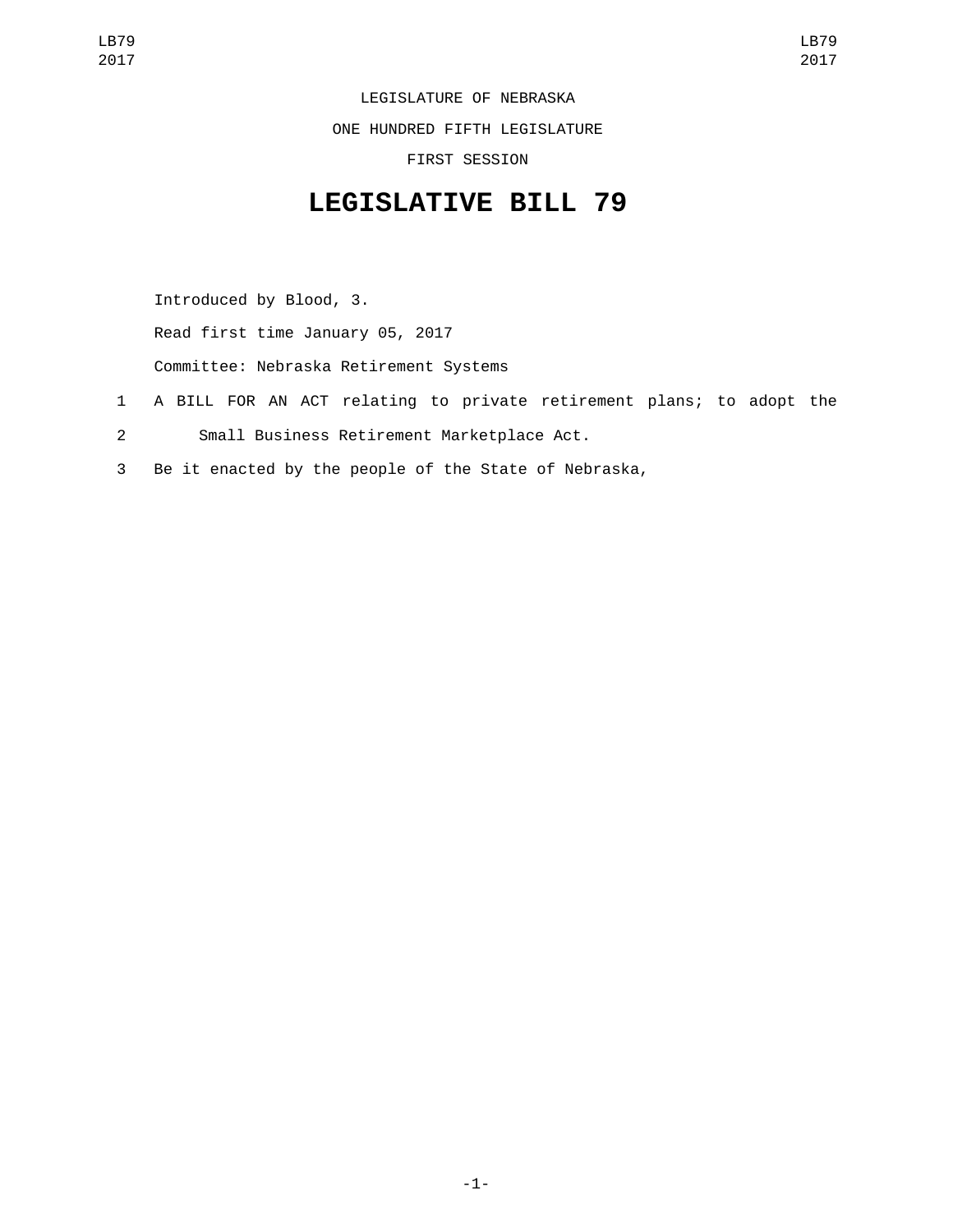LEGISLATURE OF NEBRASKA

ONE HUNDRED FIFTH LEGISLATURE

FIRST SESSION

# LEGISLATIVE BILL 79

Introduced by Blood, 3.

Read first time January 05, 2017

Committee: Nebraska Retirement Systems

1 A BILL FOR AN ACT relating to private retirement plans; to adopt the
2 Small Business Retirement Marketplace Act.
3 Be it enacted by the people of the State of Nebraska,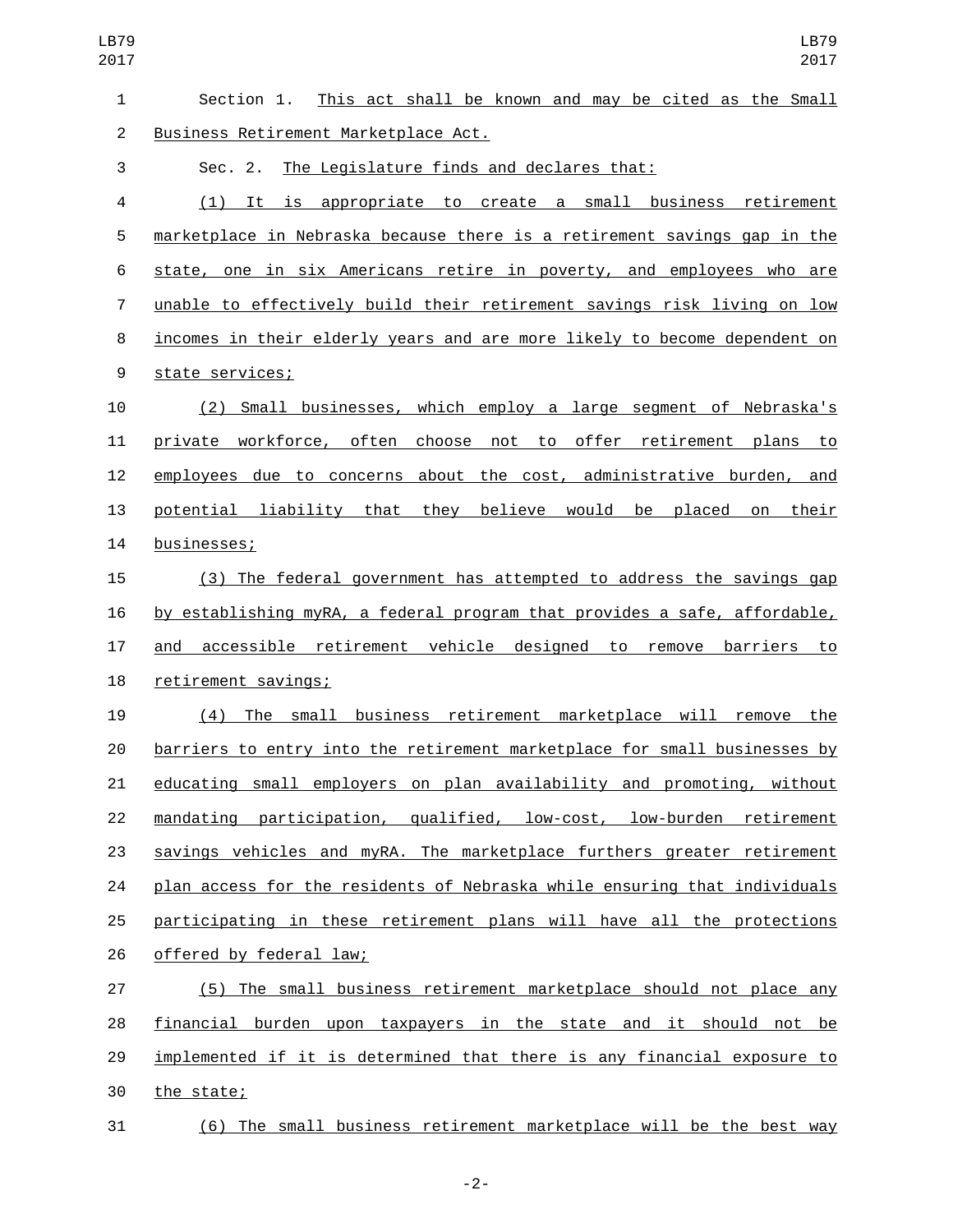Section 1. This act shall be known and may be cited as the Small Business Retirement Marketplace Act.

Sec. 2. The Legislature finds and declares that:

(1) It is appropriate to create a small business retirement marketplace in Nebraska because there is a retirement savings gap in the state, one in six Americans retire in poverty, and employees who are unable to effectively build their retirement savings risk living on low incomes in their elderly years and are more likely to become dependent on state services;

(2) Small businesses, which employ a large segment of Nebraska's private workforce, often choose not to offer retirement plans to employees due to concerns about the cost, administrative burden, and potential liability that they believe would be placed on their businesses;

(3) The federal government has attempted to address the savings gap by establishing myRA, a federal program that provides a safe, affordable, and accessible retirement vehicle designed to remove barriers to retirement savings;

(4) The small business retirement marketplace will remove the barriers to entry into the retirement marketplace for small businesses by educating small employers on plan availability and promoting, without mandating participation, qualified, low-cost, low-burden retirement savings vehicles and myRA. The marketplace furthers greater retirement plan access for the residents of Nebraska while ensuring that individuals participating in these retirement plans will have all the protections offered by federal law;

(5) The small business retirement marketplace should not place any financial burden upon taxpayers in the state and it should not be implemented if it is determined that there is any financial exposure to the state;

(6) The small business retirement marketplace will be the best way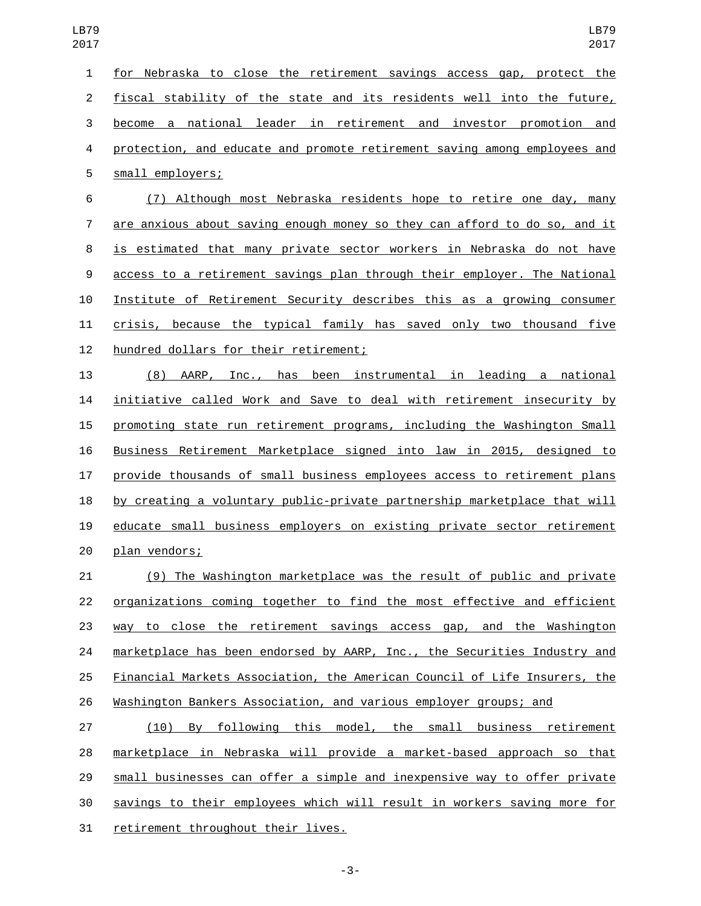for Nebraska to close the retirement savings access gap, protect the fiscal stability of the state and its residents well into the future, become a national leader in retirement and investor promotion and protection, and educate and promote retirement saving among employees and small employers;

(7) Although most Nebraska residents hope to retire one day, many are anxious about saving enough money so they can afford to do so, and it is estimated that many private sector workers in Nebraska do not have access to a retirement savings plan through their employer. The National Institute of Retirement Security describes this as a growing consumer crisis, because the typical family has saved only two thousand five hundred dollars for their retirement;

(8) AARP, Inc., has been instrumental in leading a national initiative called Work and Save to deal with retirement insecurity by promoting state run retirement programs, including the Washington Small Business Retirement Marketplace signed into law in 2015, designed to provide thousands of small business employees access to retirement plans by creating a voluntary public-private partnership marketplace that will educate small business employers on existing private sector retirement plan vendors;

(9) The Washington marketplace was the result of public and private organizations coming together to find the most effective and efficient way to close the retirement savings access gap, and the Washington marketplace has been endorsed by AARP, Inc., the Securities Industry and Financial Markets Association, the American Council of Life Insurers, the Washington Bankers Association, and various employer groups; and

(10) By following this model, the small business retirement marketplace in Nebraska will provide a market-based approach so that small businesses can offer a simple and inexpensive way to offer private savings to their employees which will result in workers saving more for retirement throughout their lives.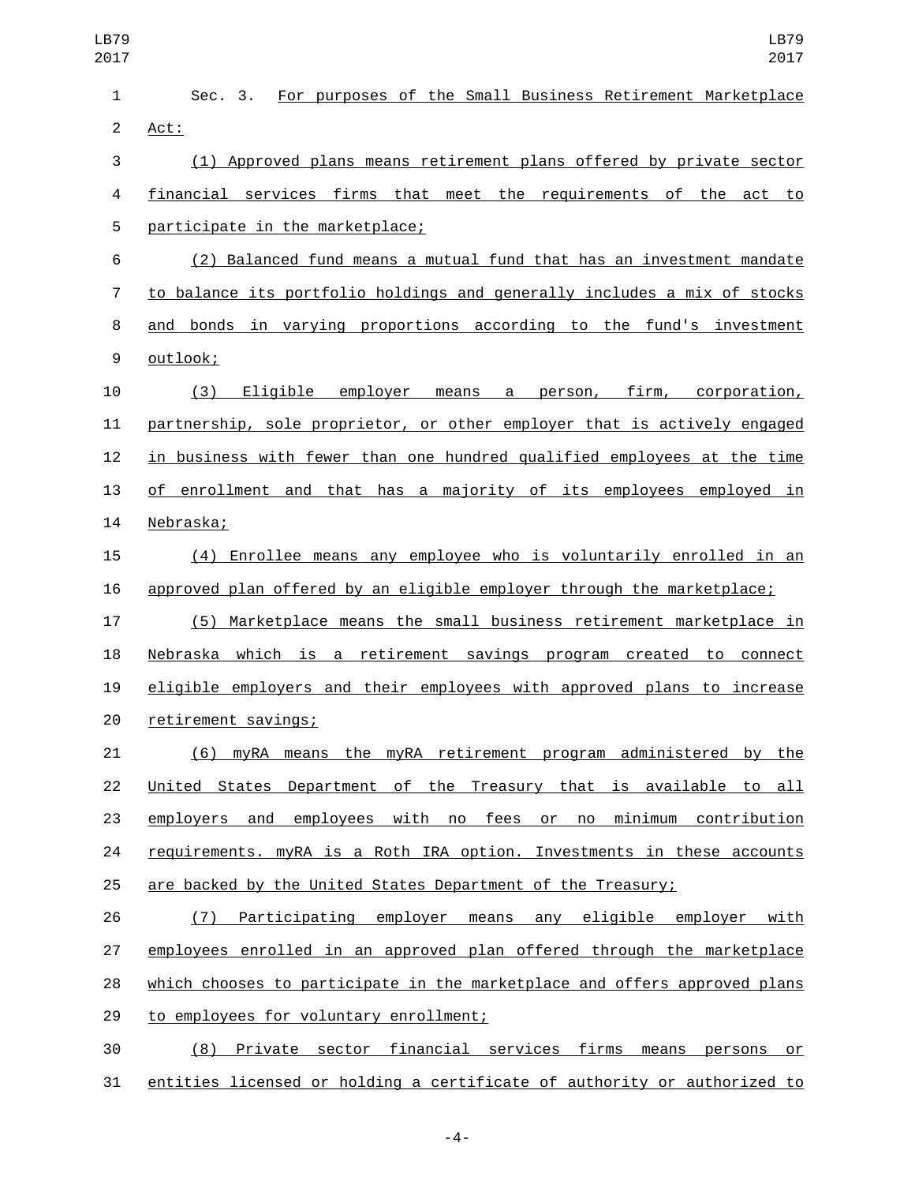Sec. 3. For purposes of the Small Business Retirement Marketplace Act:

(1) Approved plans means retirement plans offered by private sector financial services firms that meet the requirements of the act to participate in the marketplace;

(2) Balanced fund means a mutual fund that has an investment mandate to balance its portfolio holdings and generally includes a mix of stocks and bonds in varying proportions according to the fund's investment outlook;

(3) Eligible employer means a person, firm, corporation, partnership, sole proprietor, or other employer that is actively engaged in business with fewer than one hundred qualified employees at the time of enrollment and that has a majority of its employees employed in Nebraska;

(4) Enrollee means any employee who is voluntarily enrolled in an approved plan offered by an eligible employer through the marketplace;

(5) Marketplace means the small business retirement marketplace in Nebraska which is a retirement savings program created to connect eligible employers and their employees with approved plans to increase retirement savings;

(6) myRA means the myRA retirement program administered by the United States Department of the Treasury that is available to all employers and employees with no fees or no minimum contribution requirements. myRA is a Roth IRA option. Investments in these accounts are backed by the United States Department of the Treasury;

(7) Participating employer means any eligible employer with employees enrolled in an approved plan offered through the marketplace which chooses to participate in the marketplace and offers approved plans to employees for voluntary enrollment;

(8) Private sector financial services firms means persons or entities licensed or holding a certificate of authority or authorized to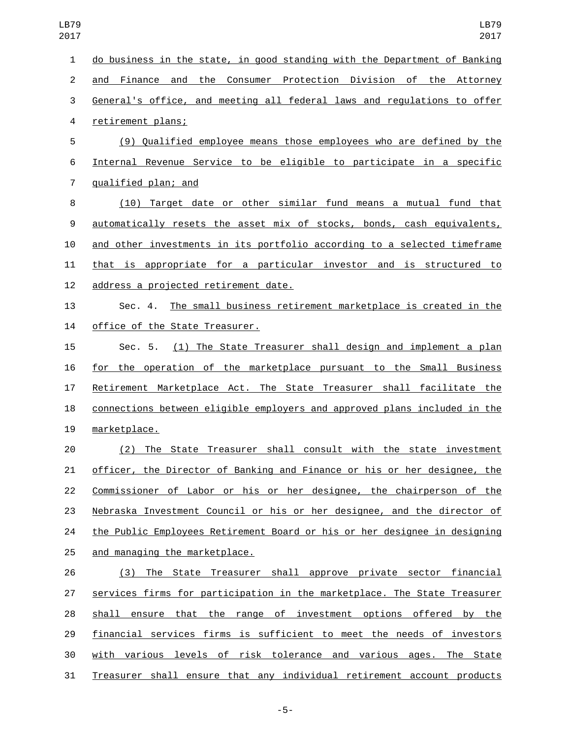do business in the state, in good standing with the Department of Banking and Finance and the Consumer Protection Division of the Attorney General's office, and meeting all federal laws and regulations to offer retirement plans;

(9) Qualified employee means those employees who are defined by the Internal Revenue Service to be eligible to participate in a specific qualified plan; and

(10) Target date or other similar fund means a mutual fund that automatically resets the asset mix of stocks, bonds, cash equivalents, and other investments in its portfolio according to a selected timeframe that is appropriate for a particular investor and is structured to address a projected retirement date.

Sec. 4. The small business retirement marketplace is created in the office of the State Treasurer.

Sec. 5. (1) The State Treasurer shall design and implement a plan for the operation of the marketplace pursuant to the Small Business Retirement Marketplace Act. The State Treasurer shall facilitate the connections between eligible employers and approved plans included in the marketplace.

(2) The State Treasurer shall consult with the state investment officer, the Director of Banking and Finance or his or her designee, the Commissioner of Labor or his or her designee, the chairperson of the Nebraska Investment Council or his or her designee, and the director of the Public Employees Retirement Board or his or her designee in designing and managing the marketplace.

(3) The State Treasurer shall approve private sector financial services firms for participation in the marketplace. The State Treasurer shall ensure that the range of investment options offered by the financial services firms is sufficient to meet the needs of investors with various levels of risk tolerance and various ages. The State Treasurer shall ensure that any individual retirement account products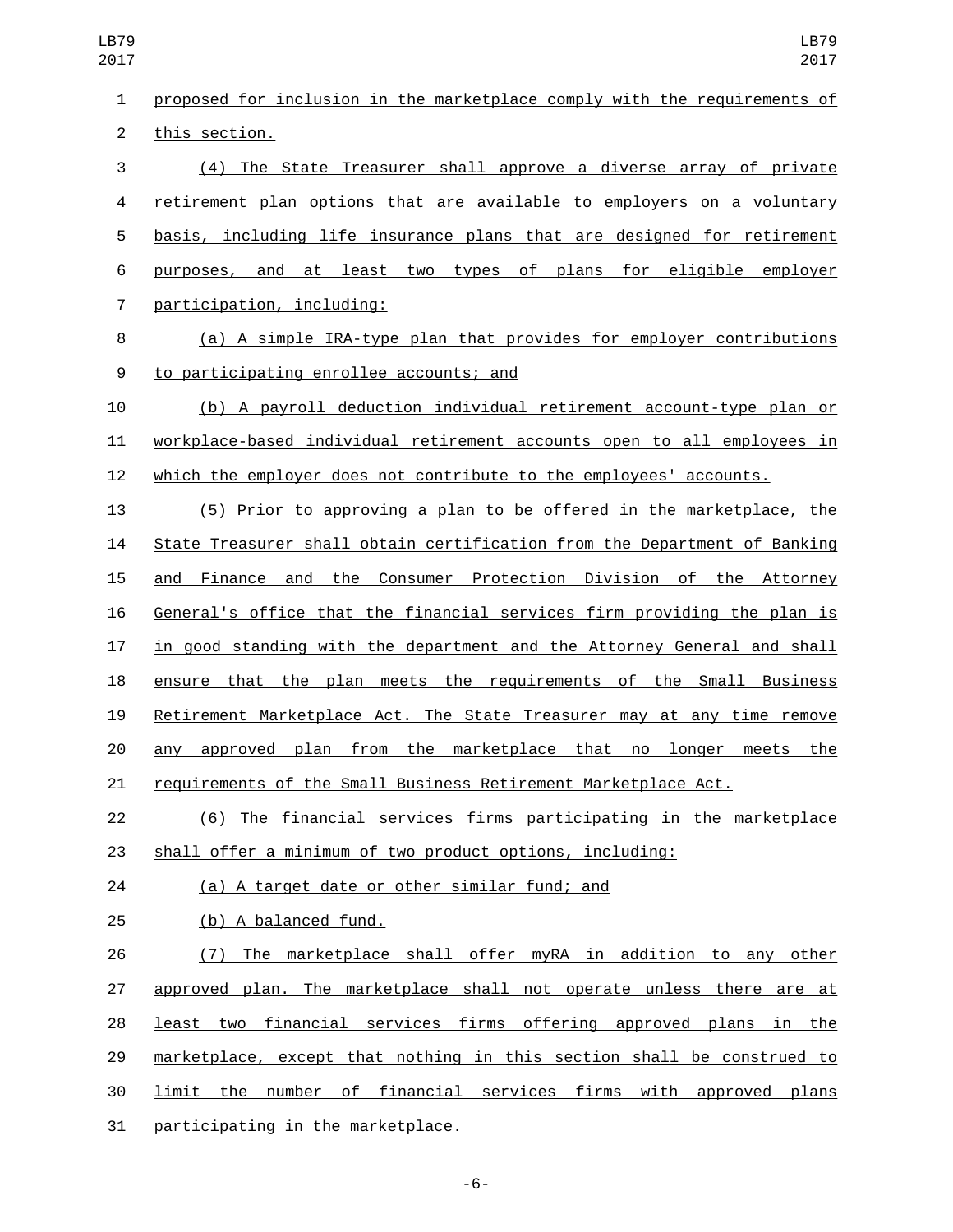proposed for inclusion in the marketplace comply with the requirements of this section.

(4) The State Treasurer shall approve a diverse array of private retirement plan options that are available to employers on a voluntary basis, including life insurance plans that are designed for retirement purposes, and at least two types of plans for eligible employer participation, including:

(a) A simple IRA-type plan that provides for employer contributions to participating enrollee accounts; and

(b) A payroll deduction individual retirement account-type plan or workplace-based individual retirement accounts open to all employees in which the employer does not contribute to the employees' accounts.

(5) Prior to approving a plan to be offered in the marketplace, the State Treasurer shall obtain certification from the Department of Banking and Finance and the Consumer Protection Division of the Attorney General's office that the financial services firm providing the plan is in good standing with the department and the Attorney General and shall ensure that the plan meets the requirements of the Small Business Retirement Marketplace Act. The State Treasurer may at any time remove any approved plan from the marketplace that no longer meets the requirements of the Small Business Retirement Marketplace Act.

(6) The financial services firms participating in the marketplace shall offer a minimum of two product options, including:

(a) A target date or other similar fund; and

(b) A balanced fund.

(7) The marketplace shall offer myRA in addition to any other approved plan. The marketplace shall not operate unless there are at least two financial services firms offering approved plans in the marketplace, except that nothing in this section shall be construed to limit the number of financial services firms with approved plans participating in the marketplace.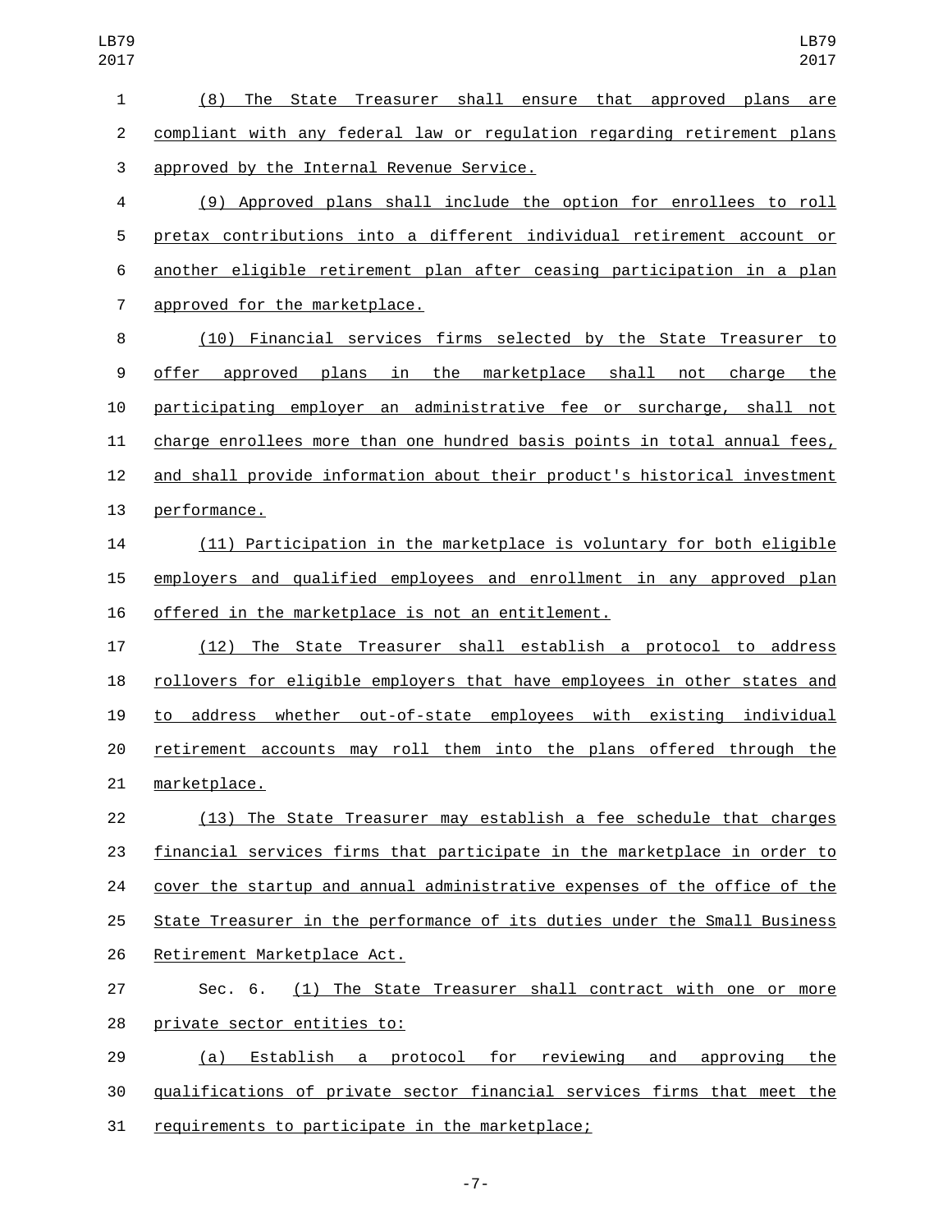(8) The State Treasurer shall ensure that approved plans are compliant with any federal law or regulation regarding retirement plans approved by the Internal Revenue Service.

(9) Approved plans shall include the option for enrollees to roll pretax contributions into a different individual retirement account or another eligible retirement plan after ceasing participation in a plan approved for the marketplace.

(10) Financial services firms selected by the State Treasurer to offer approved plans in the marketplace shall not charge the participating employer an administrative fee or surcharge, shall not charge enrollees more than one hundred basis points in total annual fees, and shall provide information about their product's historical investment performance.

(11) Participation in the marketplace is voluntary for both eligible employers and qualified employees and enrollment in any approved plan offered in the marketplace is not an entitlement.

(12) The State Treasurer shall establish a protocol to address rollovers for eligible employers that have employees in other states and to address whether out-of-state employees with existing individual retirement accounts may roll them into the plans offered through the marketplace.

(13) The State Treasurer may establish a fee schedule that charges financial services firms that participate in the marketplace in order to cover the startup and annual administrative expenses of the office of the State Treasurer in the performance of its duties under the Small Business Retirement Marketplace Act.

Sec. 6. (1) The State Treasurer shall contract with one or more private sector entities to:

(a) Establish a protocol for reviewing and approving the qualifications of private sector financial services firms that meet the requirements to participate in the marketplace;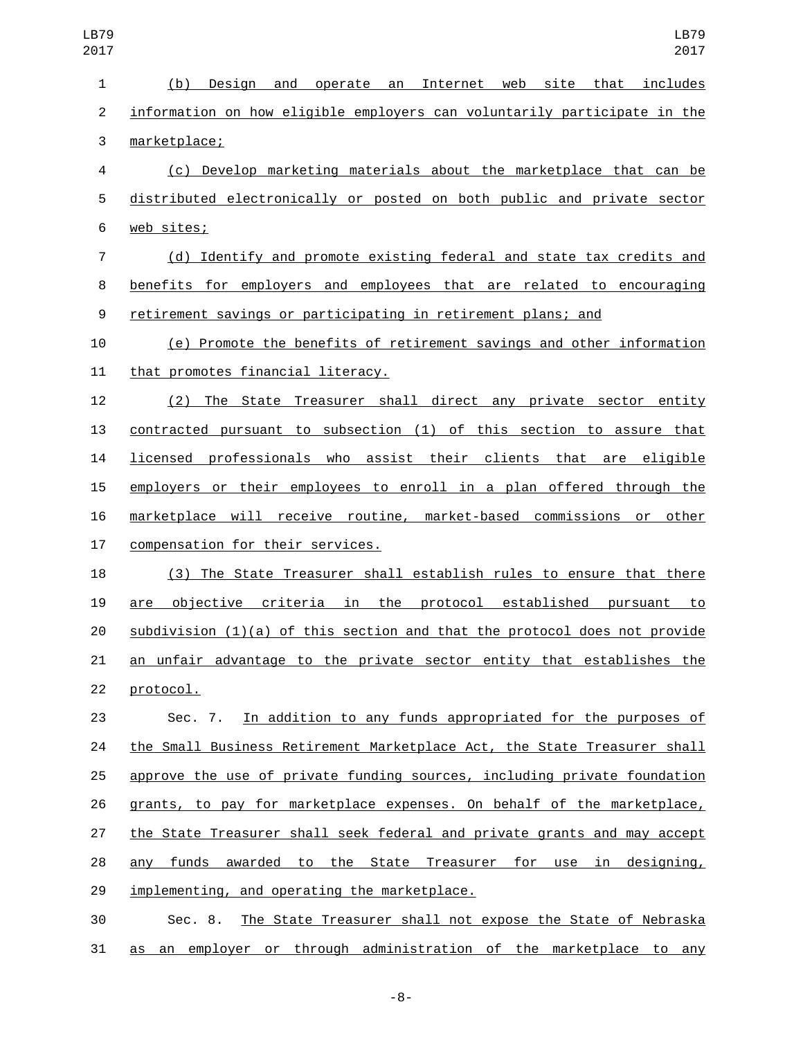(b) Design and operate an Internet web site that includes information on how eligible employers can voluntarily participate in the marketplace;

(c) Develop marketing materials about the marketplace that can be distributed electronically or posted on both public and private sector web sites;

(d) Identify and promote existing federal and state tax credits and benefits for employers and employees that are related to encouraging retirement savings or participating in retirement plans; and

(e) Promote the benefits of retirement savings and other information that promotes financial literacy.

(2) The State Treasurer shall direct any private sector entity contracted pursuant to subsection (1) of this section to assure that licensed professionals who assist their clients that are eligible employers or their employees to enroll in a plan offered through the marketplace will receive routine, market-based commissions or other compensation for their services.

(3) The State Treasurer shall establish rules to ensure that there are objective criteria in the protocol established pursuant to subdivision (1)(a) of this section and that the protocol does not provide an unfair advantage to the private sector entity that establishes the protocol.

Sec. 7. In addition to any funds appropriated for the purposes of the Small Business Retirement Marketplace Act, the State Treasurer shall approve the use of private funding sources, including private foundation grants, to pay for marketplace expenses. On behalf of the marketplace, the State Treasurer shall seek federal and private grants and may accept any funds awarded to the State Treasurer for use in designing, implementing, and operating the marketplace.

Sec. 8. The State Treasurer shall not expose the State of Nebraska as an employer or through administration of the marketplace to any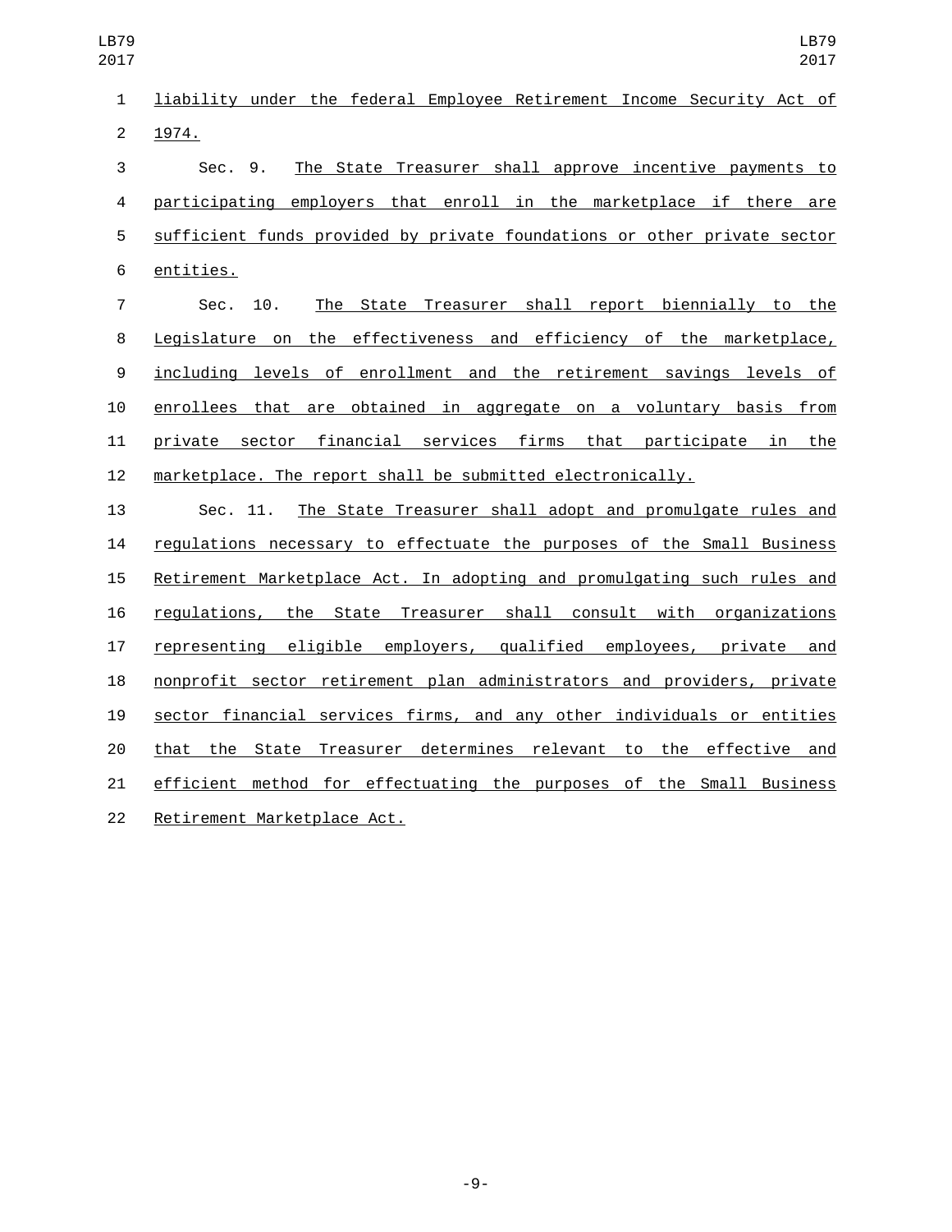liability under the federal Employee Retirement Income Security Act of 1974.

Sec. 9. The State Treasurer shall approve incentive payments to participating employers that enroll in the marketplace if there are sufficient funds provided by private foundations or other private sector entities.

Sec. 10. The State Treasurer shall report biennially to the Legislature on the effectiveness and efficiency of the marketplace, including levels of enrollment and the retirement savings levels of enrollees that are obtained in aggregate on a voluntary basis from private sector financial services firms that participate in the marketplace. The report shall be submitted electronically.

Sec. 11. The State Treasurer shall adopt and promulgate rules and regulations necessary to effectuate the purposes of the Small Business Retirement Marketplace Act. In adopting and promulgating such rules and regulations, the State Treasurer shall consult with organizations representing eligible employers, qualified employees, private and nonprofit sector retirement plan administrators and providers, private sector financial services firms, and any other individuals or entities that the State Treasurer determines relevant to the effective and efficient method for effectuating the purposes of the Small Business Retirement Marketplace Act.